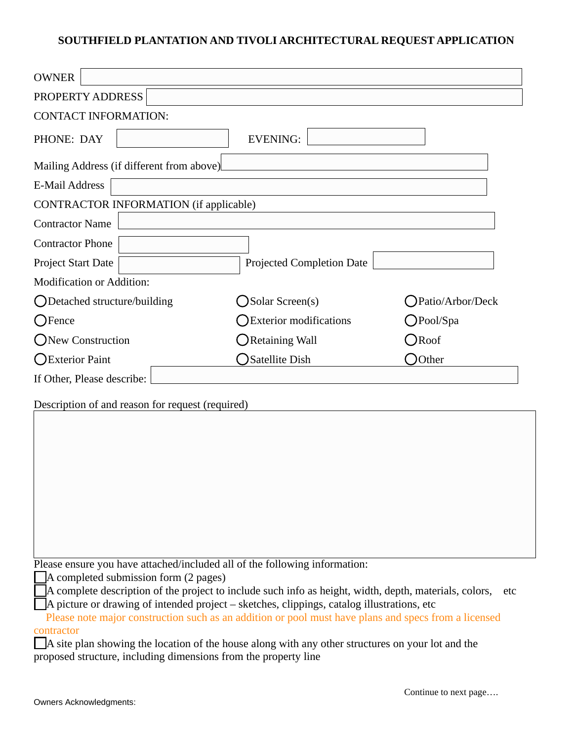# SOUTHFIELD PLANTATION AND TIVOLI ARCHITECTURAL REQUEST APPLICATION

OWNER ______________________

PROPERTY ADDRESS ______________________

CONTACT INFORMATION:

PHONE: DAY ____________ EVENING: ____________

Mailing Address (if different from above) ______________________

E-Mail Address ______________________

CONTRACTOR INFORMATION (if applicable)

Contractor Name ______________________

Contractor Phone ____________

Project Start Date ____________ Projected Completion Date ____________

Modification or Addition:

| | | |
|---|---|---|
| ◯ Detached structure/building | ◯ Solar Screen(s) | ◯ Patio/Arbor/Deck |
| ◯ Fence | ◯ Exterior modifications | ◯ Pool/Spa |
| ◯ New Construction | ◯ Retaining Wall | ◯ Roof |
| ◯ Exterior Paint | ◯ Satellite Dish | ◯ Other |

If Other, Please describe: ______________________

Description of and reason for request (required)

______________________

Please ensure you have attached/included all of the following information:

- ☐ A completed submission form (2 pages)
- ☐ A complete description of the project to include such info as height, width, depth, materials, colors, etc
- ☐ A picture or drawing of intended project – sketches, clippings, catalog illustrations, etc

  Please note major construction such as an addition or pool must have plans and specs from a licensed contractor
- ☐ A site plan showing the location of the house along with any other structures on your lot and the proposed structure, including dimensions from the property line

Continue to next page….

Owners Acknowledgments: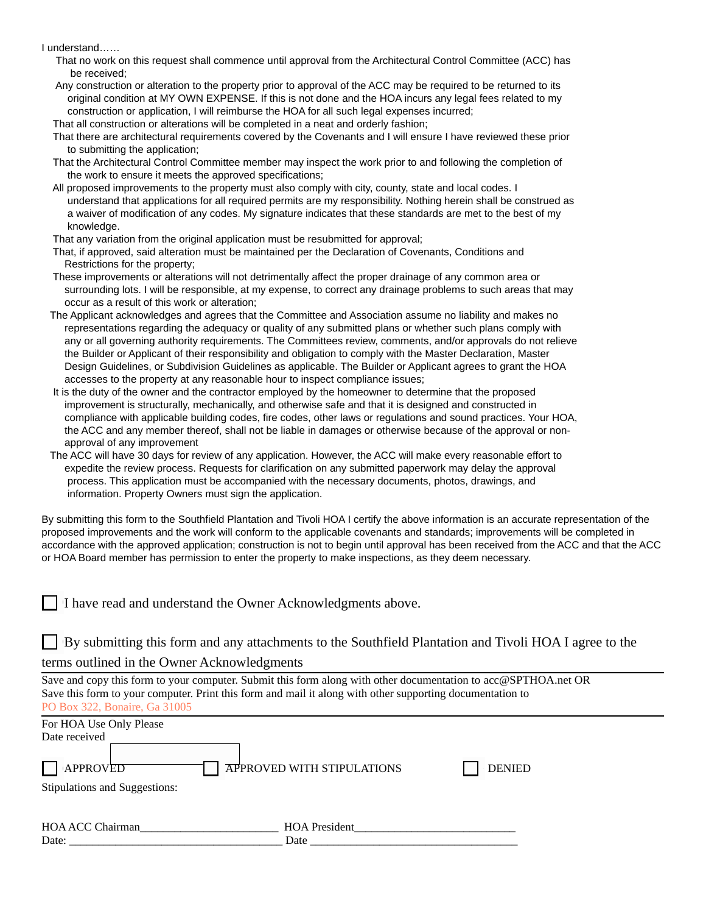I understand……

- That no work on this request shall commence until approval from the Architectural Control Committee (ACC) has be received;
- Any construction or alteration to the property prior to approval of the ACC may be required to be returned to its original condition at MY OWN EXPENSE. If this is not done and the HOA incurs any legal fees related to my construction or application, I will reimburse the HOA for all such legal expenses incurred;
- That all construction or alterations will be completed in a neat and orderly fashion;
- That there are architectural requirements covered by the Covenants and I will ensure I have reviewed these prior to submitting the application;
- That the Architectural Control Committee member may inspect the work prior to and following the completion of the work to ensure it meets the approved specifications;
- All proposed improvements to the property must also comply with city, county, state and local codes. I understand that applications for all required permits are my responsibility. Nothing herein shall be construed as a waiver of modification of any codes. My signature indicates that these standards are met to the best of my knowledge.
- That any variation from the original application must be resubmitted for approval;
- That, if approved, said alteration must be maintained per the Declaration of Covenants, Conditions and Restrictions for the property;
- These improvements or alterations will not detrimentally affect the proper drainage of any common area or surrounding lots. I will be responsible, at my expense, to correct any drainage problems to such areas that may occur as a result of this work or alteration;
- The Applicant acknowledges and agrees that the Committee and Association assume no liability and makes no representations regarding the adequacy or quality of any submitted plans or whether such plans comply with any or all governing authority requirements. The Committees review, comments, and/or approvals do not relieve the Builder or Applicant of their responsibility and obligation to comply with the Master Declaration, Master Design Guidelines, or Subdivision Guidelines as applicable. The Builder or Applicant agrees to grant the HOA accesses to the property at any reasonable hour to inspect compliance issues;
- It is the duty of the owner and the contractor employed by the homeowner to determine that the proposed improvement is structurally, mechanically, and otherwise safe and that it is designed and constructed in compliance with applicable building codes, fire codes, other laws or regulations and sound practices. Your HOA, the ACC and any member thereof, shall not be liable in damages or otherwise because of the approval or non-approval of any improvement
- The ACC will have 30 days for review of any application. However, the ACC will make every reasonable effort to expedite the review process. Requests for clarification on any submitted paperwork may delay the approval process. This application must be accompanied with the necessary documents, photos, drawings, and information. Property Owners must sign the application.

By submitting this form to the Southfield Plantation and Tivoli HOA I certify the above information is an accurate representation of the proposed improvements and the work will conform to the applicable covenants and standards; improvements will be completed in accordance with the approved application; construction is not to begin until approval has been received from the ACC and that the ACC or HOA Board member has permission to enter the property to make inspections, as they deem necessary.

☐ I have read and understand the Owner Acknowledgments above.

☐ By submitting this form and any attachments to the Southfield Plantation and Tivoli HOA I agree to the terms outlined in the Owner Acknowledgments

---

Save and copy this form to your computer. Submit this form along with other documentation to acc@SPTHOA.net OR
Save this form to your computer. Print this form and mail it along with other supporting documentation to
PO Box 322, Bonaire, Ga 31005

---

For HOA Use Only Please
Date received

☐ APPROVED ☐ APPROVED WITH STIPULATIONS ☐ DENIED

Stipulations and Suggestions:

HOA ACC Chairman________________________ HOA President____________________________
Date: _____________________________________ Date _____________________________________